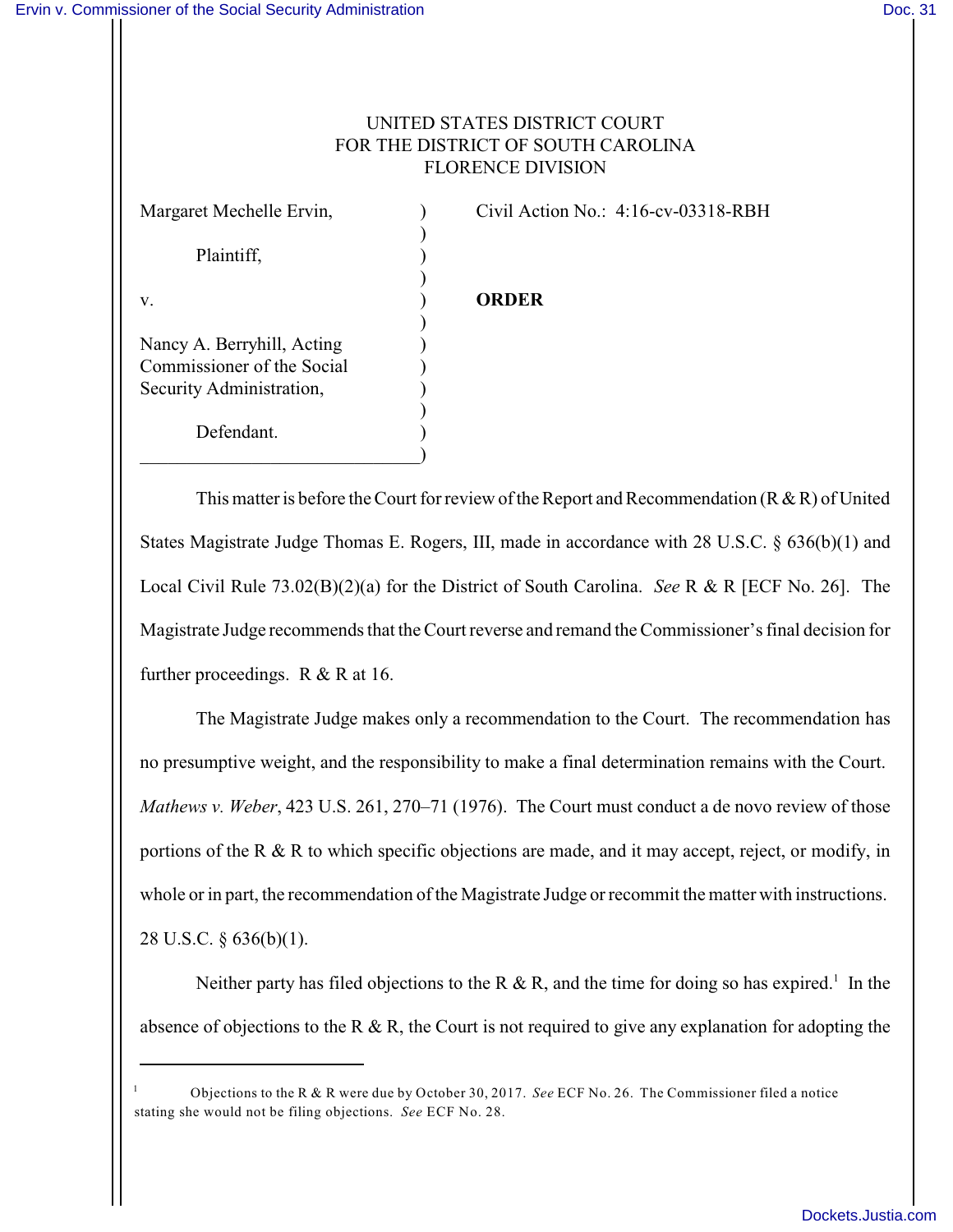UNITED STATES DISTRICT COURT
FOR THE DISTRICT OF SOUTH CAROLINA
FLORENCE DIVISION

| | | |
|---|---|---|
| Margaret Mechelle Ervin,<br><br>Plaintiff,<br><br>v.<br><br>Nancy A. Berryhill, Acting Commissioner of the Social Security Administration,<br><br>Defendant. | ) | Civil Action No.: 4:16-cv-03318-RBH<br><br>**ORDER** |

This matter is before the Court for review of the Report and Recommendation (R & R) of United States Magistrate Judge Thomas E. Rogers, III, made in accordance with 28 U.S.C. § 636(b)(1) and Local Civil Rule 73.02(B)(2)(a) for the District of South Carolina. *See* R & R [ECF No. 26]. The Magistrate Judge recommends that the Court reverse and remand the Commissioner's final decision for further proceedings. R & R at 16.

The Magistrate Judge makes only a recommendation to the Court. The recommendation has no presumptive weight, and the responsibility to make a final determination remains with the Court. *Mathews v. Weber*, 423 U.S. 261, 270–71 (1976). The Court must conduct a de novo review of those portions of the R & R to which specific objections are made, and it may accept, reject, or modify, in whole or in part, the recommendation of the Magistrate Judge or recommit the matter with instructions. 28 U.S.C. § 636(b)(1).

Neither party has filed objections to the R & R, and the time for doing so has expired.[1] In the absence of objections to the R & R, the Court is not required to give any explanation for adopting the

[1] Objections to the R & R were due by October 30, 2017. *See* ECF No. 26. The Commissioner filed a notice stating she would not be filing objections. *See* ECF No. 28.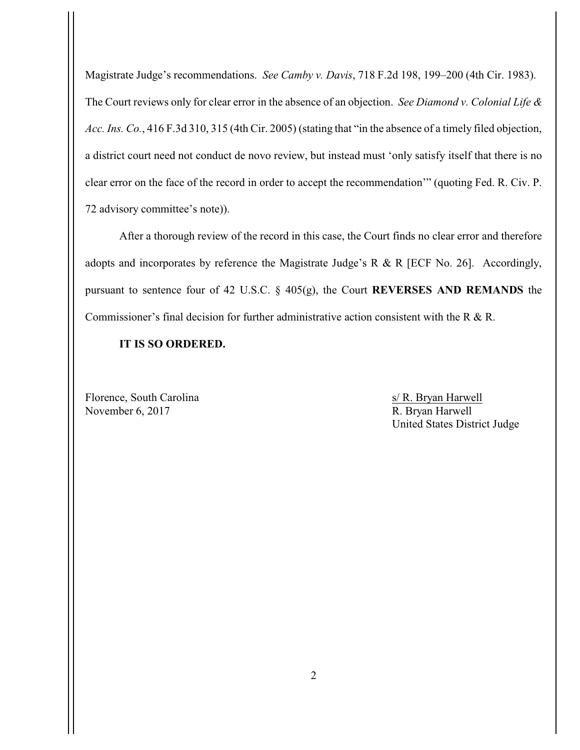Magistrate Judge's recommendations. *See Camby v. Davis*, 718 F.2d 198, 199–200 (4th Cir. 1983). The Court reviews only for clear error in the absence of an objection. *See Diamond v. Colonial Life & Acc. Ins. Co.*, 416 F.3d 310, 315 (4th Cir. 2005) (stating that "in the absence of a timely filed objection, a district court need not conduct de novo review, but instead must 'only satisfy itself that there is no clear error on the face of the record in order to accept the recommendation'" (quoting Fed. R. Civ. P. 72 advisory committee's note)).

After a thorough review of the record in this case, the Court finds no clear error and therefore adopts and incorporates by reference the Magistrate Judge's R & R [ECF No. 26]. Accordingly, pursuant to sentence four of 42 U.S.C. § 405(g), the Court **REVERSES AND REMANDS** the Commissioner's final decision for further administrative action consistent with the R & R.

**IT IS SO ORDERED.**

Florence, South Carolina
November 6, 2017

s/ R. Bryan Harwell
R. Bryan Harwell
United States District Judge